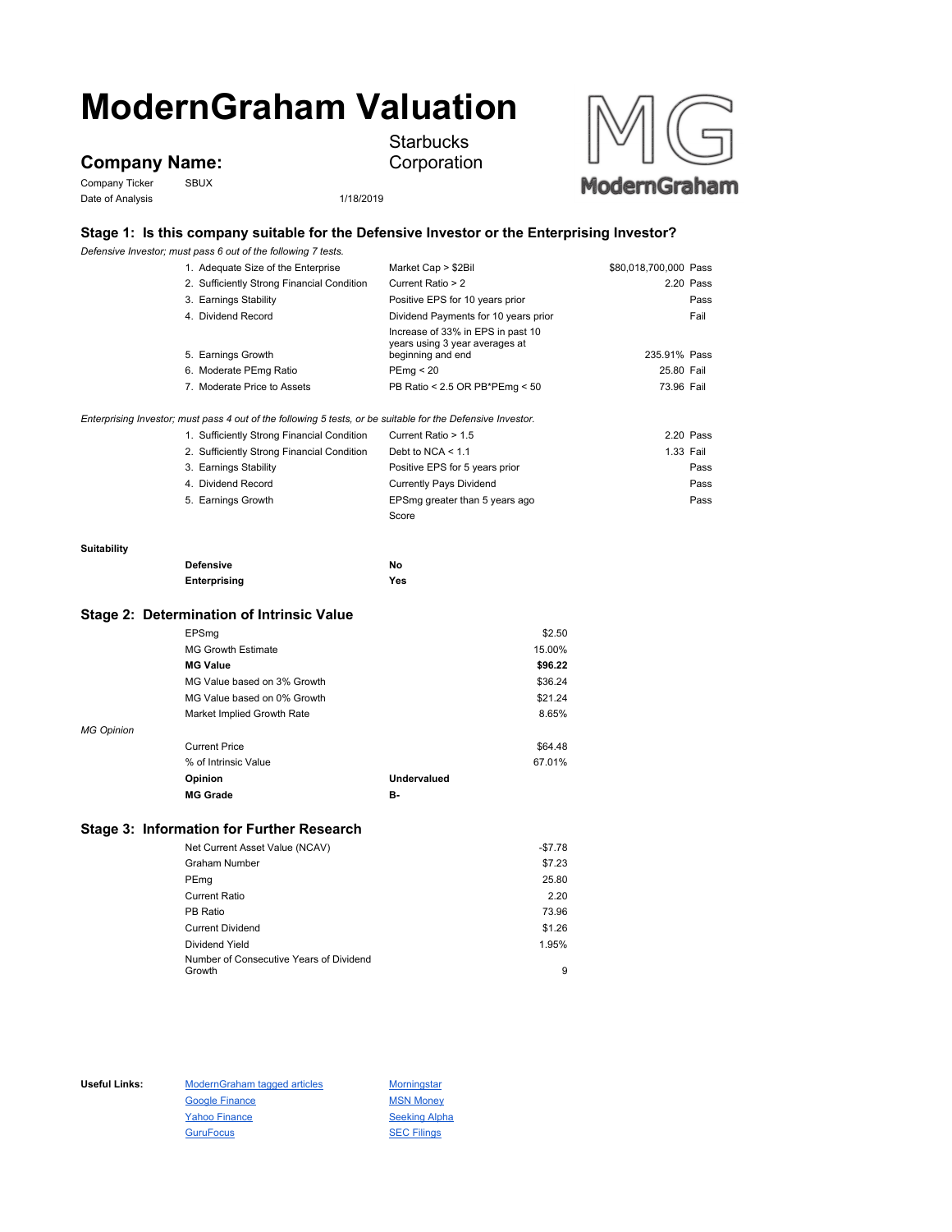# ModernGraham Valuation

## Company Name: Starbucks Corporation

Company Ticker: SBUX
Date of Analysis: 1/18/2019

### Stage 1: Is this company suitable for the Defensive Investor or the Enterprising Investor?

*Defensive Investor; must pass 6 out of the following 7 tests.*

| Test | Criterion | Value | Result |
|---|---|---|---|
| 1. Adequate Size of the Enterprise | Market Cap > $2Bil | $80,018,700,000 | Pass |
| 2. Sufficiently Strong Financial Condition | Current Ratio > 2 | 2.20 | Pass |
| 3. Earnings Stability | Positive EPS for 10 years prior | | Pass |
| 4. Dividend Record | Dividend Payments for 10 years prior | | Fail |
| 5. Earnings Growth | Increase of 33% in EPS in past 10 years using 3 year averages at beginning and end | 235.91% | Pass |
| 6. Moderate PEmg Ratio | PEmg < 20 | 25.80 | Fail |
| 7. Moderate Price to Assets | PB Ratio < 2.5 OR PB*PEmg < 50 | 73.96 | Fail |

*Enterprising Investor; must pass 4 out of the following 5 tests, or be suitable for the Defensive Investor.*

| Test | Criterion | Value | Result |
|---|---|---|---|
| 1. Sufficiently Strong Financial Condition | Current Ratio > 1.5 | 2.20 | Pass |
| 2. Sufficiently Strong Financial Condition | Debt to NCA < 1.1 | 1.33 | Fail |
| 3. Earnings Stability | Positive EPS for 5 years prior | | Pass |
| 4. Dividend Record | Currently Pays Dividend | | Pass |
| 5. Earnings Growth | EPSmg greater than 5 years ago | | Pass |
| | Score | | |

**Suitability**

| | |
|---|---|
| **Defensive** | **No** |
| **Enterprising** | **Yes** |

### Stage 2: Determination of Intrinsic Value

| | |
|---|---|
| EPSmg | $2.50 |
| MG Growth Estimate | 15.00% |
| **MG Value** | **$96.22** |
| MG Value based on 3% Growth | $36.24 |
| MG Value based on 0% Growth | $21.24 |
| Market Implied Growth Rate | 8.65% |

*MG Opinion*

| | |
|---|---|
| Current Price | $64.48 |
| % of Intrinsic Value | 67.01% |
| **Opinion** | **Undervalued** |
| **MG Grade** | **B-** |

### Stage 3: Information for Further Research

| | |
|---|---|
| Net Current Asset Value (NCAV) | -$7.78 |
| Graham Number | $7.23 |
| PEmg | 25.80 |
| Current Ratio | 2.20 |
| PB Ratio | 73.96 |
| Current Dividend | $1.26 |
| Dividend Yield | 1.95% |
| Number of Consecutive Years of Dividend Growth | 9 |

**Useful Links:**

- ModernGraham tagged articles
- Google Finance
- Yahoo Finance
- GuruFocus
- Morningstar
- MSN Money
- Seeking Alpha
- SEC Filings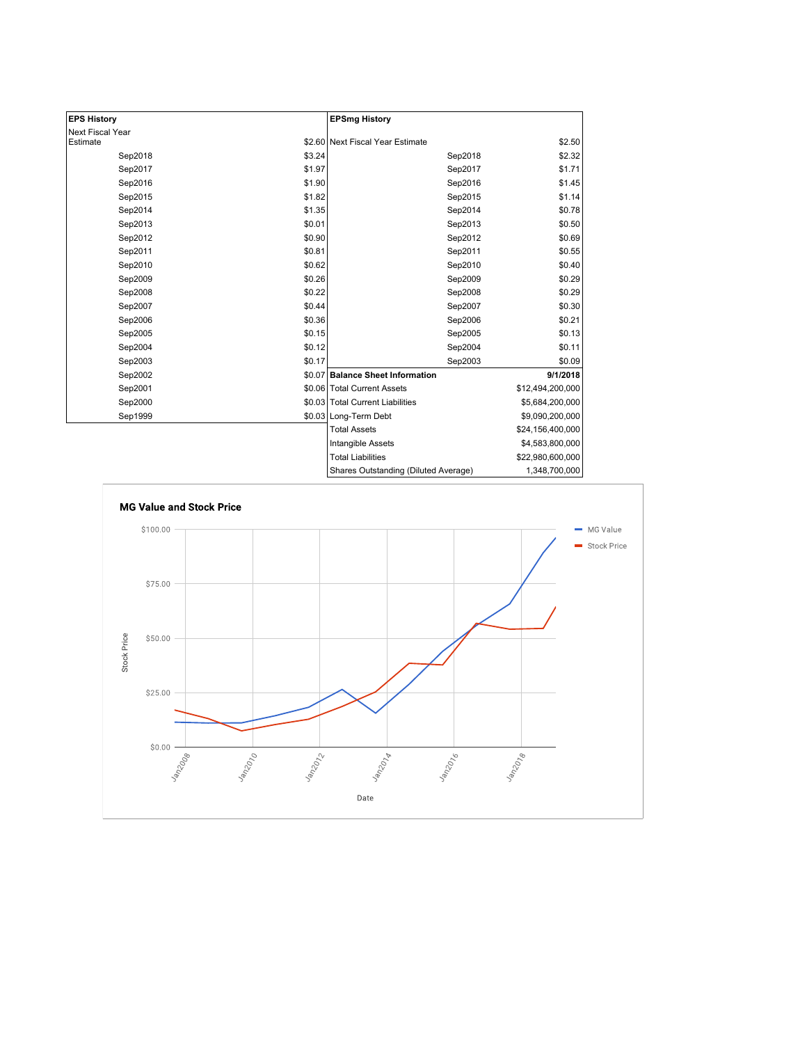| EPS History | |
|---|---|
| Next Fiscal Year Estimate | $2.60 |
| Sep2018 | $3.24 |
| Sep2017 | $1.97 |
| Sep2016 | $1.90 |
| Sep2015 | $1.82 |
| Sep2014 | $1.35 |
| Sep2013 | $0.01 |
| Sep2012 | $0.90 |
| Sep2011 | $0.81 |
| Sep2010 | $0.62 |
| Sep2009 | $0.26 |
| Sep2008 | $0.22 |
| Sep2007 | $0.44 |
| Sep2006 | $0.36 |
| Sep2005 | $0.15 |
| Sep2004 | $0.12 |
| Sep2003 | $0.17 |
| Sep2002 | $0.07 |
| Sep2001 | $0.06 |
| Sep2000 | $0.03 |
| Sep1999 | $0.03 |

| EPSmg History | |
|---|---|
| Next Fiscal Year Estimate | $2.50 |
| Sep2018 | $2.32 |
| Sep2017 | $1.71 |
| Sep2016 | $1.45 |
| Sep2015 | $1.14 |
| Sep2014 | $0.78 |
| Sep2013 | $0.50 |
| Sep2012 | $0.69 |
| Sep2011 | $0.55 |
| Sep2010 | $0.40 |
| Sep2009 | $0.29 |
| Sep2008 | $0.29 |
| Sep2007 | $0.30 |
| Sep2006 | $0.21 |
| Sep2005 | $0.13 |
| Sep2004 | $0.11 |
| Sep2003 | $0.09 |

| Balance Sheet Information | 9/1/2018 |
|---|---|
| Total Current Assets | $12,494,200,000 |
| Total Current Liabilities | $5,684,200,000 |
| Long-Term Debt | $9,090,200,000 |
| Total Assets | $24,156,400,000 |
| Intangible Assets | $4,583,800,000 |
| Total Liabilities | $22,980,600,000 |
| Shares Outstanding (Diluted Average) | 1,348,700,000 |

**MG Value and Stock Price**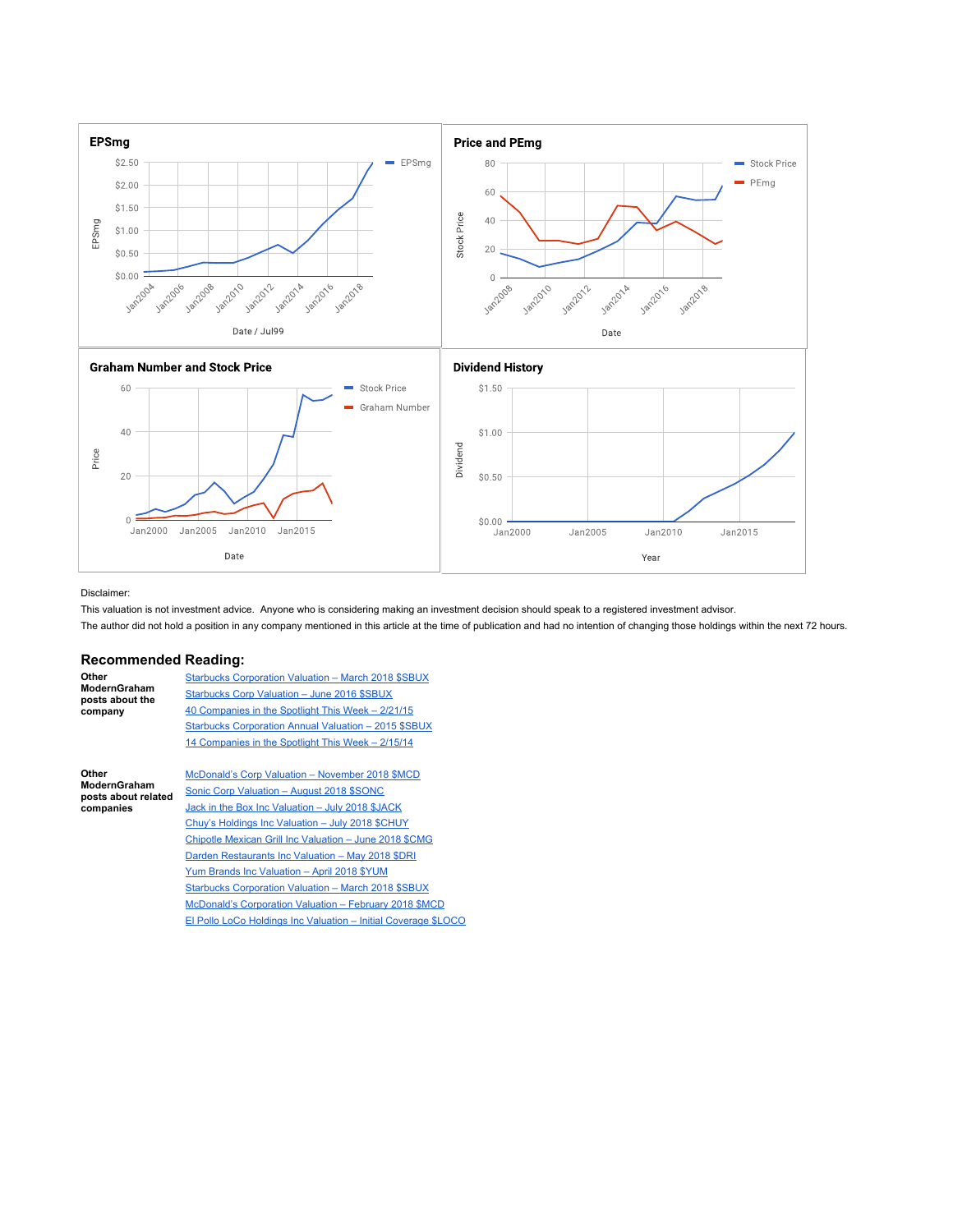### EPSmg

$2.50
$2.00
$1.50
$1.00
$0.50
$0.00

EPSmg

Jan2004 Jan2006 Jan2008 Jan2010 Jan2012 Jan2014 Jan2016 Jan2018

Date / Jul99

EPSmg

### Price and PEmg

80
60
40
20
0

Stock Price

Jan2008 Jan2010 Jan2012 Jan2014 Jan2016 Jan2018

Date

Stock Price
PEmg

### Graham Number and Stock Price

60
40
20
0

Price

Jan2000 Jan2005 Jan2010 Jan2015

Date

Stock Price
Graham Number

### Dividend History

$1.50
$1.00
$0.50
$0.00

Dividend

Jan2000 Jan2005 Jan2010 Jan2015

Year

Disclaimer:

This valuation is not investment advice. Anyone who is considering making an investment decision should speak to a registered investment advisor.

The author did not hold a position in any company mentioned in this article at the time of publication and had no intention of changing those holdings within the next 72 hours.

## Recommended Reading:

**Other ModernGraham posts about the company**

- Starbucks Corporation Valuation – March 2018 $SBUX
- Starbucks Corp Valuation – June 2016 $SBUX
- 40 Companies in the Spotlight This Week – 2/21/15
- Starbucks Corporation Annual Valuation – 2015 $SBUX
- 14 Companies in the Spotlight This Week – 2/15/14

**Other ModernGraham posts about related companies**

- McDonald's Corp Valuation – November 2018 $MCD
- Sonic Corp Valuation – August 2018 $SONC
- Jack in the Box Inc Valuation – July 2018 $JACK
- Chuy's Holdings Inc Valuation – July 2018 $CHUY
- Chipotle Mexican Grill Inc Valuation – June 2018 $CMG
- Darden Restaurants Inc Valuation – May 2018 $DRI
- Yum Brands Inc Valuation – April 2018 $YUM
- Starbucks Corporation Valuation – March 2018 $SBUX
- McDonald's Corporation Valuation – February 2018 $MCD
- El Pollo LoCo Holdings Inc Valuation – Initial Coverage $LOCO